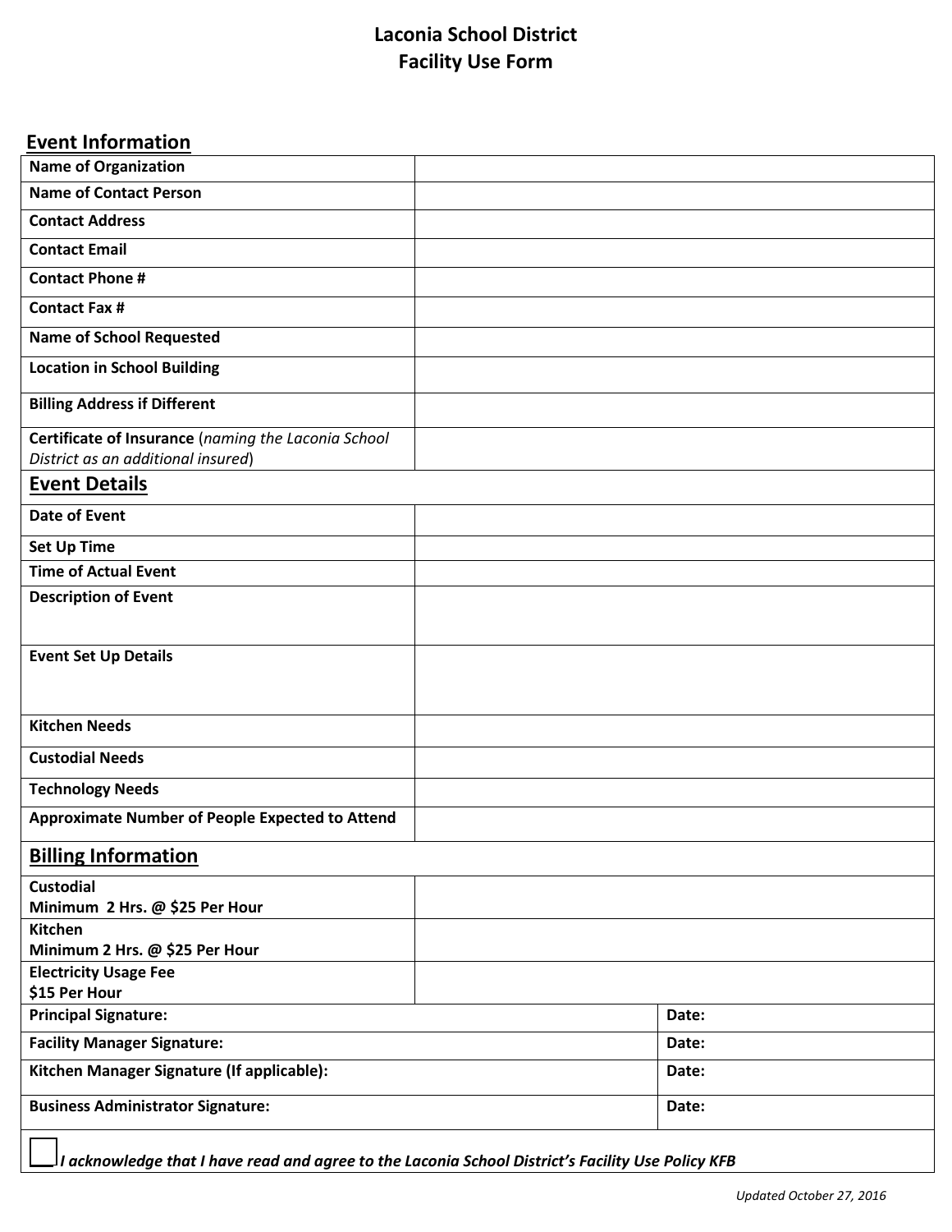# Laconia School District
# Facility Use Form

## Event Information

| | |
|---|---|
| **Name of Organization** | |
| **Name of Contact Person** | |
| **Contact Address** | |
| **Contact Email** | |
| **Contact Phone #** | |
| **Contact Fax #** | |
| **Name of School Requested** | |
| **Location in School Building** | |
| **Billing Address if Different** | |
| **Certificate of Insurance** (*naming the Laconia School District as an additional insured*) | |

## Event Details

| | |
|---|---|
| **Date of Event** | |
| **Set Up Time** | |
| **Time of Actual Event** | |
| **Description of Event** | |
| **Event Set Up Details** | |
| **Kitchen Needs** | |
| **Custodial Needs** | |
| **Technology Needs** | |
| **Approximate Number of People Expected to Attend** | |

## Billing Information

| | |
|---|---|
| **Custodial**<br>**Minimum 2 Hrs. @ $25 Per Hour** | |
| **Kitchen**<br>**Minimum 2 Hrs. @ $25 Per Hour** | |
| **Electricity Usage Fee**<br>**$15 Per Hour** | |

| | |
|---|---|
| **Principal Signature:** | **Date:** |
| **Facility Manager Signature:** | **Date:** |
| **Kitchen Manager Signature (If applicable):** | **Date:** |
| **Business Administrator Signature:** | **Date:** |

☐ ***I acknowledge that I have read and agree to the Laconia School District's Facility Use Policy KFB***

*Updated October 27, 2016*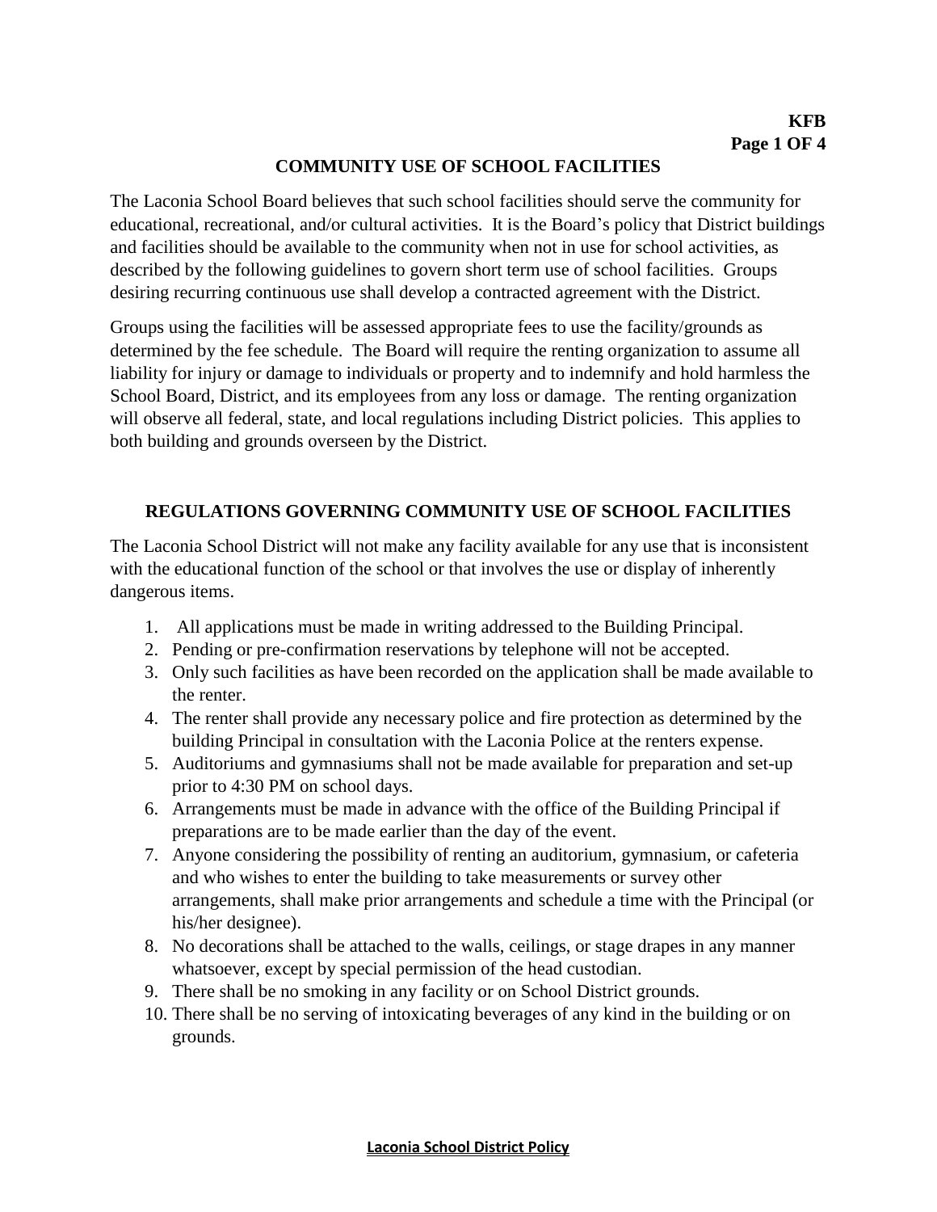## COMMUNITY USE OF SCHOOL FACILITIES

The Laconia School Board believes that such school facilities should serve the community for educational, recreational, and/or cultural activities. It is the Board's policy that District buildings and facilities should be available to the community when not in use for school activities, as described by the following guidelines to govern short term use of school facilities. Groups desiring recurring continuous use shall develop a contracted agreement with the District.

Groups using the facilities will be assessed appropriate fees to use the facility/grounds as determined by the fee schedule. The Board will require the renting organization to assume all liability for injury or damage to individuals or property and to indemnify and hold harmless the School Board, District, and its employees from any loss or damage. The renting organization will observe all federal, state, and local regulations including District policies. This applies to both building and grounds overseen by the District.

## REGULATIONS GOVERNING COMMUNITY USE OF SCHOOL FACILITIES

The Laconia School District will not make any facility available for any use that is inconsistent with the educational function of the school or that involves the use or display of inherently dangerous items.

1. All applications must be made in writing addressed to the Building Principal.
2. Pending or pre-confirmation reservations by telephone will not be accepted.
3. Only such facilities as have been recorded on the application shall be made available to the renter.
4. The renter shall provide any necessary police and fire protection as determined by the building Principal in consultation with the Laconia Police at the renters expense.
5. Auditoriums and gymnasiums shall not be made available for preparation and set-up prior to 4:30 PM on school days.
6. Arrangements must be made in advance with the office of the Building Principal if preparations are to be made earlier than the day of the event.
7. Anyone considering the possibility of renting an auditorium, gymnasium, or cafeteria and who wishes to enter the building to take measurements or survey other arrangements, shall make prior arrangements and schedule a time with the Principal (or his/her designee).
8. No decorations shall be attached to the walls, ceilings, or stage drapes in any manner whatsoever, except by special permission of the head custodian.
9. There shall be no smoking in any facility or on School District grounds.
10. There shall be no serving of intoxicating beverages of any kind in the building or on grounds.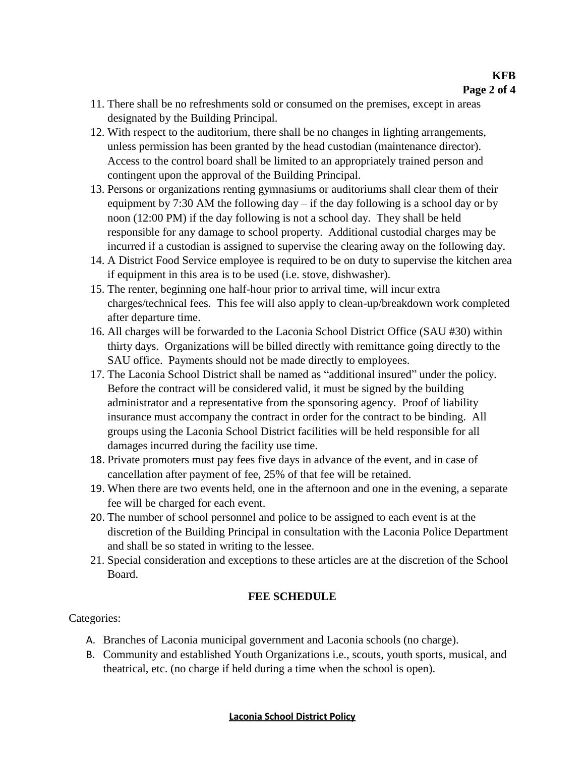11. There shall be no refreshments sold or consumed on the premises, except in areas designated by the Building Principal.
12. With respect to the auditorium, there shall be no changes in lighting arrangements, unless permission has been granted by the head custodian (maintenance director). Access to the control board shall be limited to an appropriately trained person and contingent upon the approval of the Building Principal.
13. Persons or organizations renting gymnasiums or auditoriums shall clear them of their equipment by 7:30 AM the following day – if the day following is a school day or by noon (12:00 PM) if the day following is not a school day. They shall be held responsible for any damage to school property. Additional custodial charges may be incurred if a custodian is assigned to supervise the clearing away on the following day.
14. A District Food Service employee is required to be on duty to supervise the kitchen area if equipment in this area is to be used (i.e. stove, dishwasher).
15. The renter, beginning one half-hour prior to arrival time, will incur extra charges/technical fees. This fee will also apply to clean-up/breakdown work completed after departure time.
16. All charges will be forwarded to the Laconia School District Office (SAU #30) within thirty days. Organizations will be billed directly with remittance going directly to the SAU office. Payments should not be made directly to employees.
17. The Laconia School District shall be named as "additional insured" under the policy. Before the contract will be considered valid, it must be signed by the building administrator and a representative from the sponsoring agency. Proof of liability insurance must accompany the contract in order for the contract to be binding. All groups using the Laconia School District facilities will be held responsible for all damages incurred during the facility use time.
18. Private promoters must pay fees five days in advance of the event, and in case of cancellation after payment of fee, 25% of that fee will be retained.
19. When there are two events held, one in the afternoon and one in the evening, a separate fee will be charged for each event.
20. The number of school personnel and police to be assigned to each event is at the discretion of the Building Principal in consultation with the Laconia Police Department and shall be so stated in writing to the lessee.
21. Special consideration and exceptions to these articles are at the discretion of the School Board.

## FEE SCHEDULE

Categories:

A. Branches of Laconia municipal government and Laconia schools (no charge).
B. Community and established Youth Organizations i.e., scouts, youth sports, musical, and theatrical, etc. (no charge if held during a time when the school is open).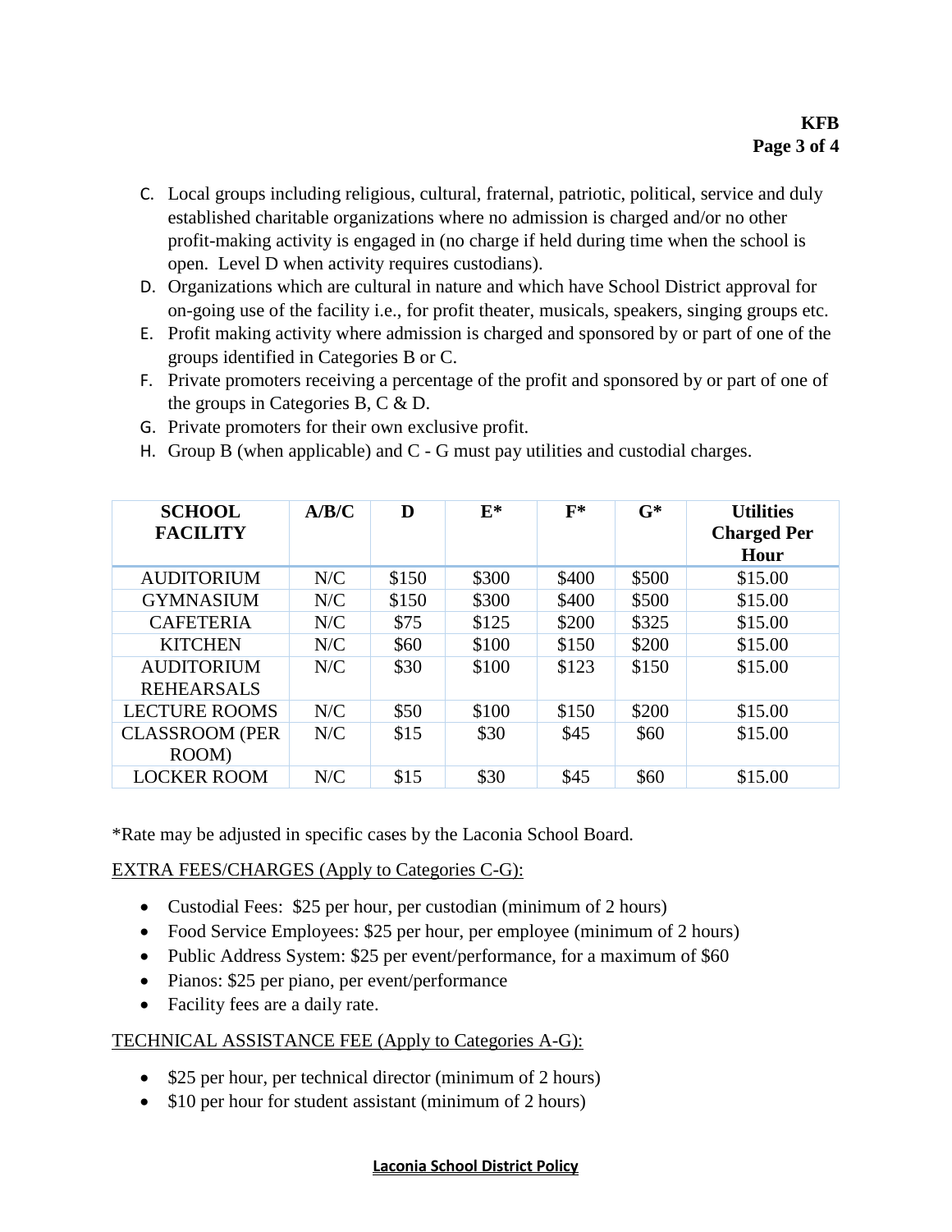C. Local groups including religious, cultural, fraternal, patriotic, political, service and duly established charitable organizations where no admission is charged and/or no other profit-making activity is engaged in (no charge if held during time when the school is open. Level D when activity requires custodians).
D. Organizations which are cultural in nature and which have School District approval for on-going use of the facility i.e., for profit theater, musicals, speakers, singing groups etc.
E. Profit making activity where admission is charged and sponsored by or part of one of the groups identified in Categories B or C.
F. Private promoters receiving a percentage of the profit and sponsored by or part of one of the groups in Categories B, C & D.
G. Private promoters for their own exclusive profit.
H. Group B (when applicable) and C - G must pay utilities and custodial charges.

| SCHOOL FACILITY | A/B/C | D | E* | F* | G* | Utilities Charged Per Hour |
|---|---|---|---|---|---|---|
| AUDITORIUM | N/C | $150 | $300 | $400 | $500 | $15.00 |
| GYMNASIUM | N/C | $150 | $300 | $400 | $500 | $15.00 |
| CAFETERIA | N/C | $75 | $125 | $200 | $325 | $15.00 |
| KITCHEN | N/C | $60 | $100 | $150 | $200 | $15.00 |
| AUDITORIUM REHEARSALS | N/C | $30 | $100 | $123 | $150 | $15.00 |
| LECTURE ROOMS | N/C | $50 | $100 | $150 | $200 | $15.00 |
| CLASSROOM (PER ROOM) | N/C | $15 | $30 | $45 | $60 | $15.00 |
| LOCKER ROOM | N/C | $15 | $30 | $45 | $60 | $15.00 |

*Rate may be adjusted in specific cases by the Laconia School Board.

EXTRA FEES/CHARGES (Apply to Categories C-G):

- Custodial Fees: $25 per hour, per custodian (minimum of 2 hours)
- Food Service Employees: $25 per hour, per employee (minimum of 2 hours)
- Public Address System: $25 per event/performance, for a maximum of $60
- Pianos: $25 per piano, per event/performance
- Facility fees are a daily rate.

TECHNICAL ASSISTANCE FEE (Apply to Categories A-G):

- $25 per hour, per technical director (minimum of 2 hours)
- $10 per hour for student assistant (minimum of 2 hours)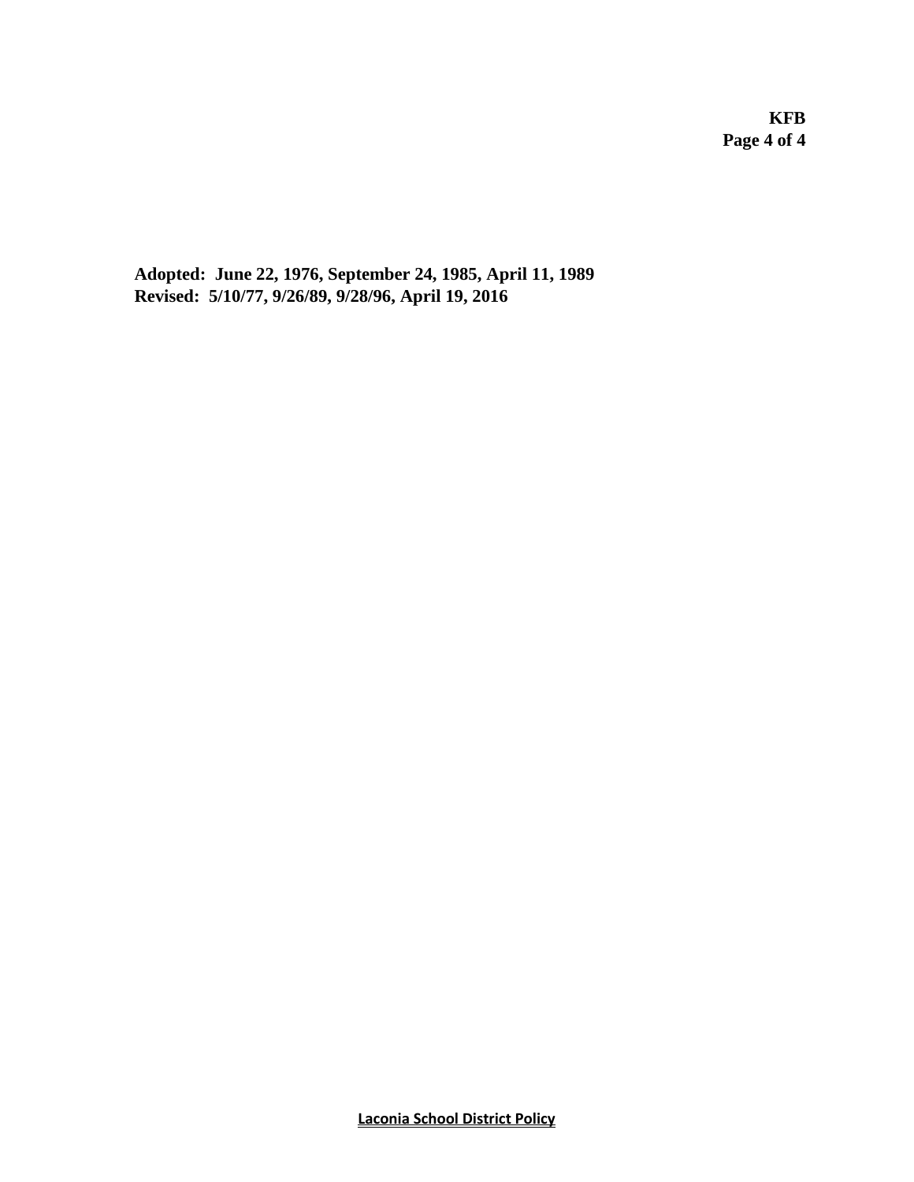**Adopted: June 22, 1976, September 24, 1985, April 11, 1989**
**Revised: 5/10/77, 9/26/89, 9/28/96, April 19, 2016**